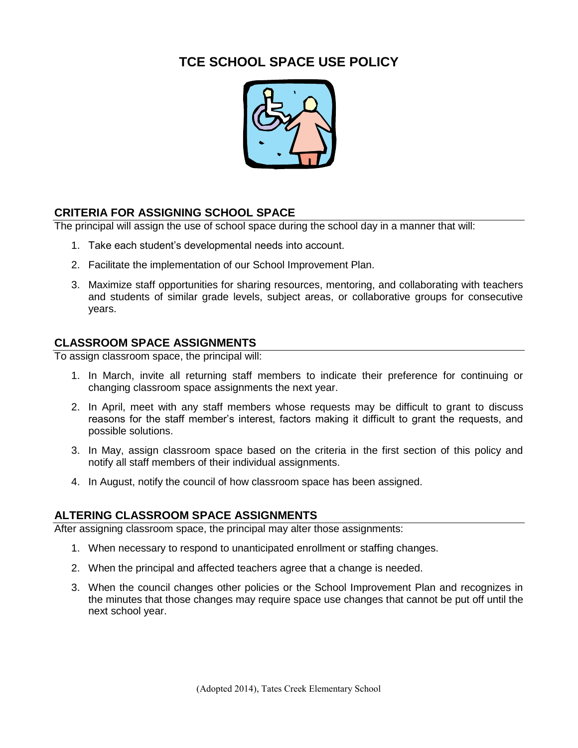# TCE SCHOOL SPACE USE POLICY

## CRITERIA FOR ASSIGNING SCHOOL SPACE

The principal will assign the use of school space during the school day in a manner that will:

1. Take each student's developmental needs into account.
2. Facilitate the implementation of our School Improvement Plan.
3. Maximize staff opportunities for sharing resources, mentoring, and collaborating with teachers and students of similar grade levels, subject areas, or collaborative groups for consecutive years.

## CLASSROOM SPACE ASSIGNMENTS

To assign classroom space, the principal will:

1. In March, invite all returning staff members to indicate their preference for continuing or changing classroom space assignments the next year.
2. In April, meet with any staff members whose requests may be difficult to grant to discuss reasons for the staff member's interest, factors making it difficult to grant the requests, and possible solutions.
3. In May, assign classroom space based on the criteria in the first section of this policy and notify all staff members of their individual assignments.
4. In August, notify the council of how classroom space has been assigned.

## ALTERING CLASSROOM SPACE ASSIGNMENTS

After assigning classroom space, the principal may alter those assignments:

1. When necessary to respond to unanticipated enrollment or staffing changes.
2. When the principal and affected teachers agree that a change is needed.
3. When the council changes other policies or the School Improvement Plan and recognizes in the minutes that those changes may require space use changes that cannot be put off until the next school year.

(Adopted 2014), Tates Creek Elementary School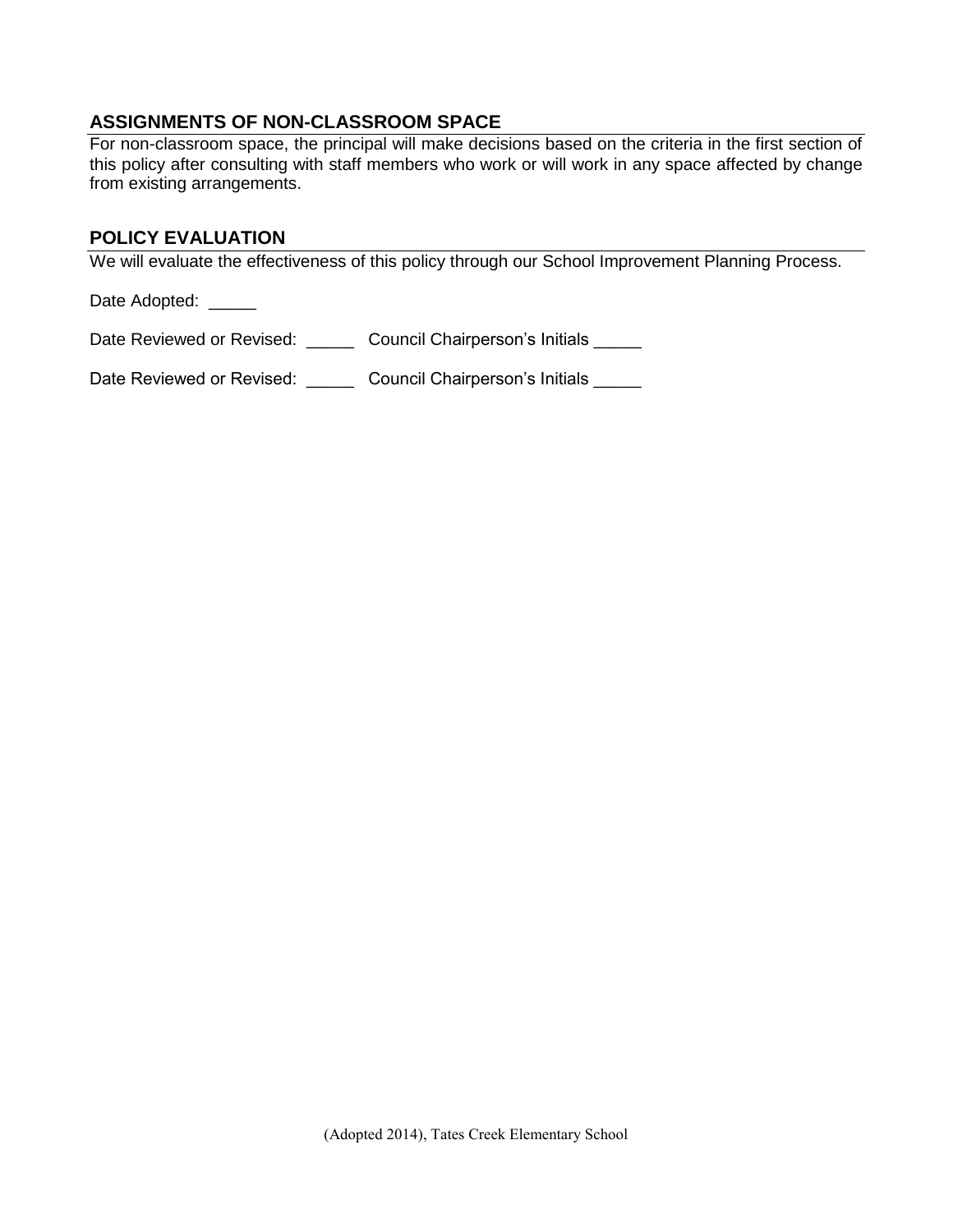## ASSIGNMENTS OF NON-CLASSROOM SPACE

For non-classroom space, the principal will make decisions based on the criteria in the first section of this policy after consulting with staff members who work or will work in any space affected by change from existing arrangements.

## POLICY EVALUATION

We will evaluate the effectiveness of this policy through our School Improvement Planning Process.

Date Adopted: _____

Date Reviewed or Revised: _____ Council Chairperson's Initials _____

Date Reviewed or Revised: _____ Council Chairperson's Initials _____

(Adopted 2014), Tates Creek Elementary School